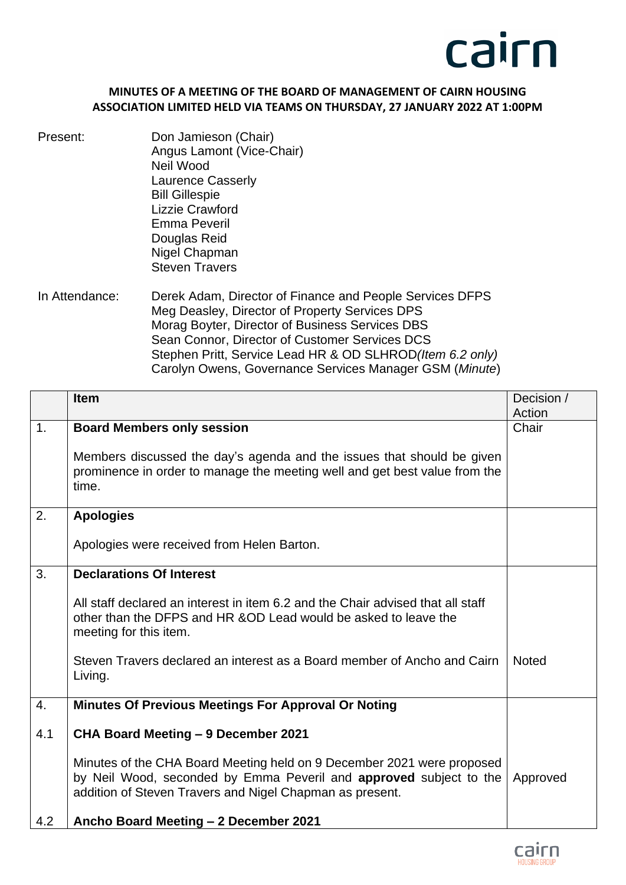**MINUTES OF A MEETING OF THE BOARD OF MANAGEMENT OF CAIRN HOUSING ASSOCIATION LIMITED HELD VIA TEAMS ON THURSDAY, 27 JANUARY 2022 AT 1:00PM**

Present:
Don Jamieson (Chair)
Angus Lamont (Vice-Chair)
Neil Wood
Laurence Casserly
Bill Gillespie
Lizzie Crawford
Emma Peveril
Douglas Reid
Nigel Chapman
Steven Travers

In Attendance:
Derek Adam, Director of Finance and People Services DFPS
Meg Deasley, Director of Property Services DPS
Morag Boyter, Director of Business Services DBS
Sean Connor, Director of Customer Services DCS
Stephen Pritt, Service Lead HR & OD SLHROD *(Item 6.2 only)*
Carolyn Owens, Governance Services Manager GSM (*Minute*)

| | Item | Decision / Action |
|---|---|---|
| 1. | **Board Members only session**<br><br>Members discussed the day's agenda and the issues that should be given prominence in order to manage the meeting well and get best value from the time. | Chair |
| 2. | **Apologies**<br><br>Apologies were received from Helen Barton. | |
| 3. | **Declarations Of Interest**<br><br>All staff declared an interest in item 6.2 and the Chair advised that all staff other than the DFPS and HR &OD Lead would be asked to leave the meeting for this item.<br><br>Steven Travers declared an interest as a Board member of Ancho and Cairn Living. | Noted |
| 4. | **Minutes Of Previous Meetings For Approval Or Noting** | |
| 4.1 | **CHA Board Meeting – 9 December 2021**<br><br>Minutes of the CHA Board Meeting held on 9 December 2021 were proposed by Neil Wood, seconded by Emma Peveril and **approved** subject to the addition of Steven Travers and Nigel Chapman as present. | Approved |
| 4.2 | **Ancho Board Meeting – 2 December 2021** | |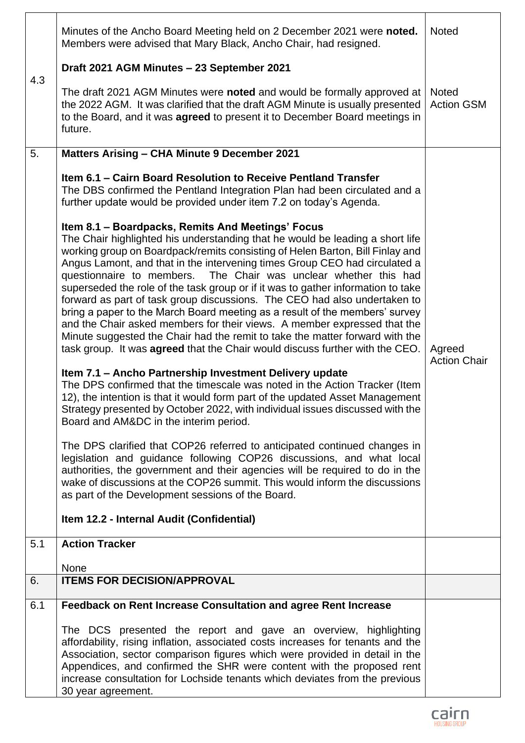| | | |
|---|---|---|
| 4.3 | Minutes of the Ancho Board Meeting held on 2 December 2021 were **noted.** Members were advised that Mary Black, Ancho Chair, had resigned.<br><br>**Draft 2021 AGM Minutes – 23 September 2021**<br><br>The draft 2021 AGM Minutes were **noted** and would be formally approved at the 2022 AGM. It was clarified that the draft AGM Minute is usually presented to the Board, and it was **agreed** to present it to December Board meetings in future. | Noted<br><br><br><br>Noted<br>Action GSM |
| 5. | **Matters Arising – CHA Minute 9 December 2021**<br><br>**Item 6.1 – Cairn Board Resolution to Receive Pentland Transfer**<br>The DBS confirmed the Pentland Integration Plan had been circulated and a further update would be provided under item 7.2 on today's Agenda.<br><br>**Item 8.1 – Boardpacks, Remits And Meetings' Focus**<br>The Chair highlighted his understanding that he would be leading a short life working group on Boardpack/remits consisting of Helen Barton, Bill Finlay and Angus Lamont, and that in the intervening times Group CEO had circulated a questionnaire to members. The Chair was unclear whether this had superseded the role of the task group or if it was to gather information to take forward as part of task group discussions. The CEO had also undertaken to bring a paper to the March Board meeting as a result of the members' survey and the Chair asked members for their views. A member expressed that the Minute suggested the Chair had the remit to take the matter forward with the task group. It was **agreed** that the Chair would discuss further with the CEO.<br><br>**Item 7.1 – Ancho Partnership Investment Delivery update**<br>The DPS confirmed that the timescale was noted in the Action Tracker (Item 12), the intention is that it would form part of the updated Asset Management Strategy presented by October 2022, with individual issues discussed with the Board and AM&DC in the interim period.<br><br>The DPS clarified that COP26 referred to anticipated continued changes in legislation and guidance following COP26 discussions, and what local authorities, the government and their agencies will be required to do in the wake of discussions at the COP26 summit. This would inform the discussions as part of the Development sessions of the Board.<br><br>**Item 12.2 - Internal Audit (Confidential)** | Agreed<br>Action Chair |
| 5.1 | **Action Tracker**<br><br>None | |
| 6. | **ITEMS FOR DECISION/APPROVAL** | |
| 6.1 | **Feedback on Rent Increase Consultation and agree Rent Increase**<br><br>The DCS presented the report and gave an overview, highlighting affordability, rising inflation, associated costs increases for tenants and the Association, sector comparison figures which were provided in detail in the Appendices, and confirmed the SHR were content with the proposed rent increase consultation for Lochside tenants which deviates from the previous 30 year agreement. | |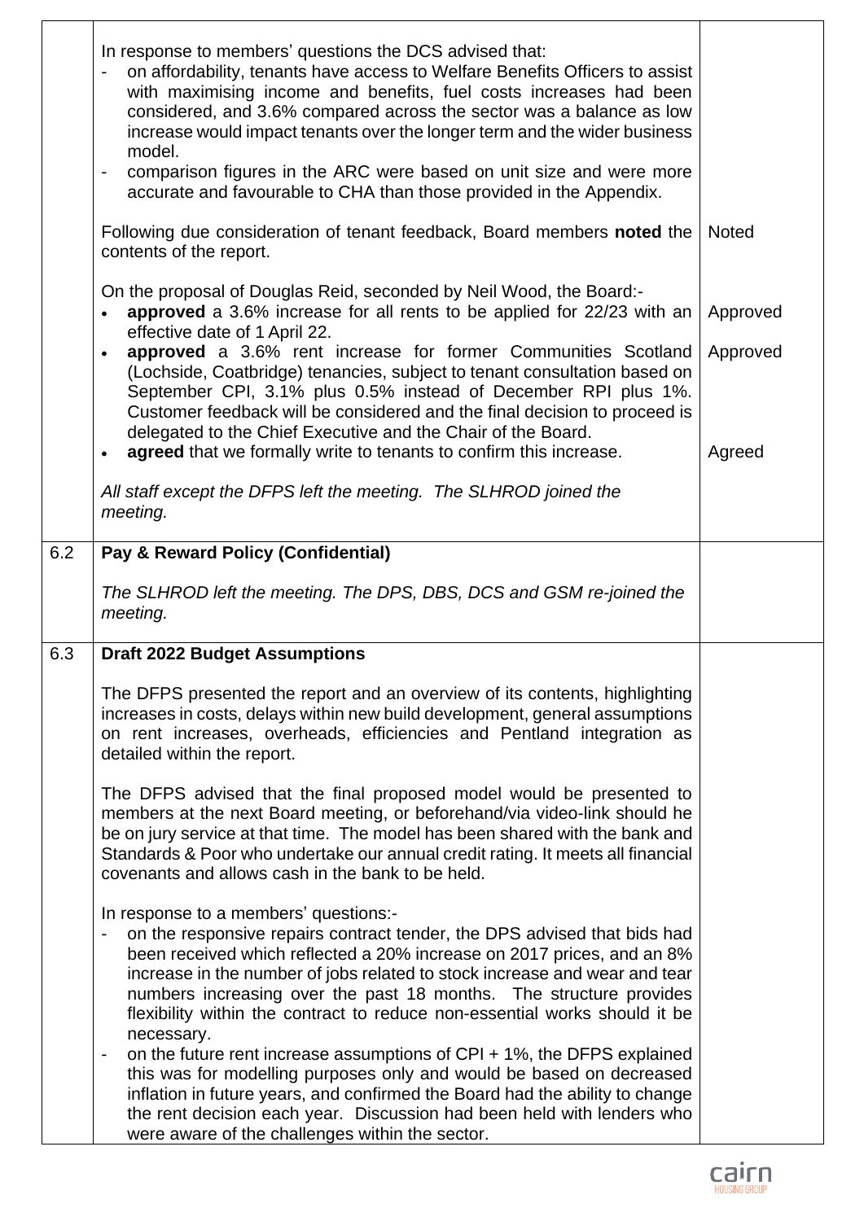| | | |
|---|---|---|
| | In response to members' questions the DCS advised that:<br>- on affordability, tenants have access to Welfare Benefits Officers to assist with maximising income and benefits, fuel costs increases had been considered, and 3.6% compared across the sector was a balance as low increase would impact tenants over the longer term and the wider business model.<br>- comparison figures in the ARC were based on unit size and were more accurate and favourable to CHA than those provided in the Appendix. | |
| | Following due consideration of tenant feedback, Board members **noted** the contents of the report. | Noted |
| | On the proposal of Douglas Reid, seconded by Neil Wood, the Board:-<br>• **approved** a 3.6% increase for all rents to be applied for 22/23 with an effective date of 1 April 22. | Approved |
| | • **approved** a 3.6% rent increase for former Communities Scotland (Lochside, Coatbridge) tenancies, subject to tenant consultation based on September CPI, 3.1% plus 0.5% instead of December RPI plus 1%. Customer feedback will be considered and the final decision to proceed is delegated to the Chief Executive and the Chair of the Board. | Approved |
| | • **agreed** that we formally write to tenants to confirm this increase. | Agreed |
| | *All staff except the DFPS left the meeting. The SLHROD joined the meeting.* | |
| 6.2 | **Pay & Reward Policy (Confidential)**<br><br>*The SLHROD left the meeting. The DPS, DBS, DCS and GSM re-joined the meeting.* | |
| 6.3 | **Draft 2022 Budget Assumptions**<br><br>The DFPS presented the report and an overview of its contents, highlighting increases in costs, delays within new build development, general assumptions on rent increases, overheads, efficiencies and Pentland integration as detailed within the report.<br><br>The DFPS advised that the final proposed model would be presented to members at the next Board meeting, or beforehand/via video-link should he be on jury service at that time. The model has been shared with the bank and Standards & Poor who undertake our annual credit rating. It meets all financial covenants and allows cash in the bank to be held.<br><br>In response to a members' questions:-<br>- on the responsive repairs contract tender, the DPS advised that bids had been received which reflected a 20% increase on 2017 prices, and an 8% increase in the number of jobs related to stock increase and wear and tear numbers increasing over the past 18 months. The structure provides flexibility within the contract to reduce non-essential works should it be necessary.<br>- on the future rent increase assumptions of CPI + 1%, the DFPS explained this was for modelling purposes only and would be based on decreased inflation in future years, and confirmed the Board had the ability to change the rent decision each year. Discussion had been held with lenders who were aware of the challenges within the sector. | |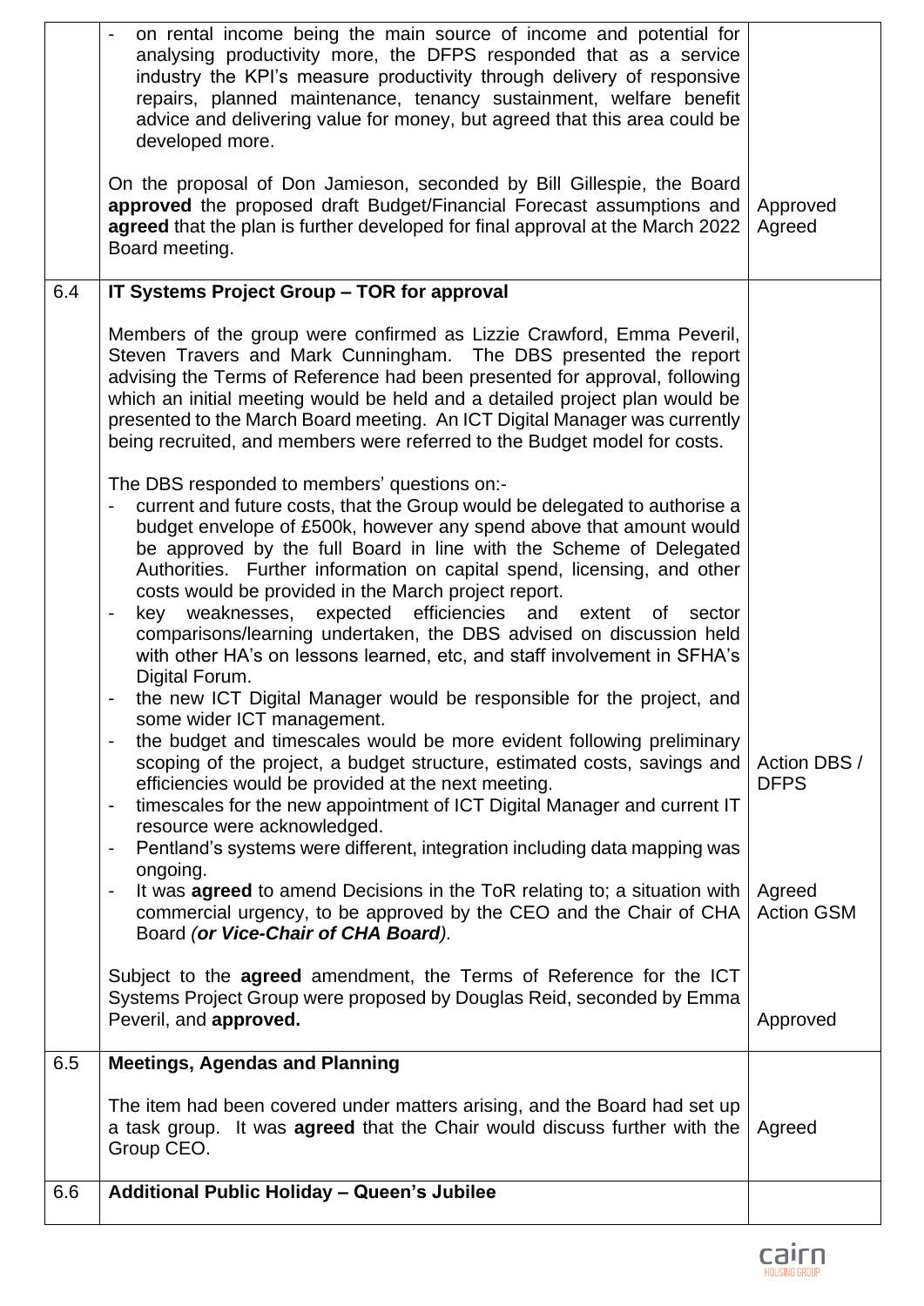| | | |
|---|---|---|
| | - on rental income being the main source of income and potential for analysing productivity more, the DFPS responded that as a service industry the KPI's measure productivity through delivery of responsive repairs, planned maintenance, tenancy sustainment, welfare benefit advice and delivering value for money, but agreed that this area could be developed more.<br><br>On the proposal of Don Jamieson, seconded by Bill Gillespie, the Board **approved** the proposed draft Budget/Financial Forecast assumptions and **agreed** that the plan is further developed for final approval at the March 2022 Board meeting. | Approved<br>Agreed |
| 6.4 | **IT Systems Project Group – TOR for approval** | |
| | Members of the group were confirmed as Lizzie Crawford, Emma Peveril, Steven Travers and Mark Cunningham. The DBS presented the report advising the Terms of Reference had been presented for approval, following which an initial meeting would be held and a detailed project plan would be presented to the March Board meeting. An ICT Digital Manager was currently being recruited, and members were referred to the Budget model for costs.<br><br>The DBS responded to members' questions on:-<br>- current and future costs, that the Group would be delegated to authorise a budget envelope of £500k, however any spend above that amount would be approved by the full Board in line with the Scheme of Delegated Authorities. Further information on capital spend, licensing, and other costs would be provided in the March project report.<br>- key weaknesses, expected efficiencies and extent of sector comparisons/learning undertaken, the DBS advised on discussion held with other HA's on lessons learned, etc, and staff involvement in SFHA's Digital Forum.<br>- the new ICT Digital Manager would be responsible for the project, and some wider ICT management.<br>- the budget and timescales would be more evident following preliminary scoping of the project, a budget structure, estimated costs, savings and efficiencies would be provided at the next meeting.<br>- timescales for the new appointment of ICT Digital Manager and current IT resource were acknowledged.<br>- Pentland's systems were different, integration including data mapping was ongoing.<br>- It was **agreed** to amend Decisions in the ToR relating to; a situation with commercial urgency, to be approved by the CEO and the Chair of CHA Board ***(or Vice-Chair of CHA Board)***.<br><br>Subject to the **agreed** amendment, the Terms of Reference for the ICT Systems Project Group were proposed by Douglas Reid, seconded by Emma Peveril, and **approved.** | Action DBS / DFPS<br><br>Agreed<br>Action GSM<br><br>Approved |
| 6.5 | **Meetings, Agendas and Planning** | |
| | The item had been covered under matters arising, and the Board had set up a task group. It was **agreed** that the Chair would discuss further with the Group CEO. | Agreed |
| 6.6 | **Additional Public Holiday – Queen's Jubilee** | |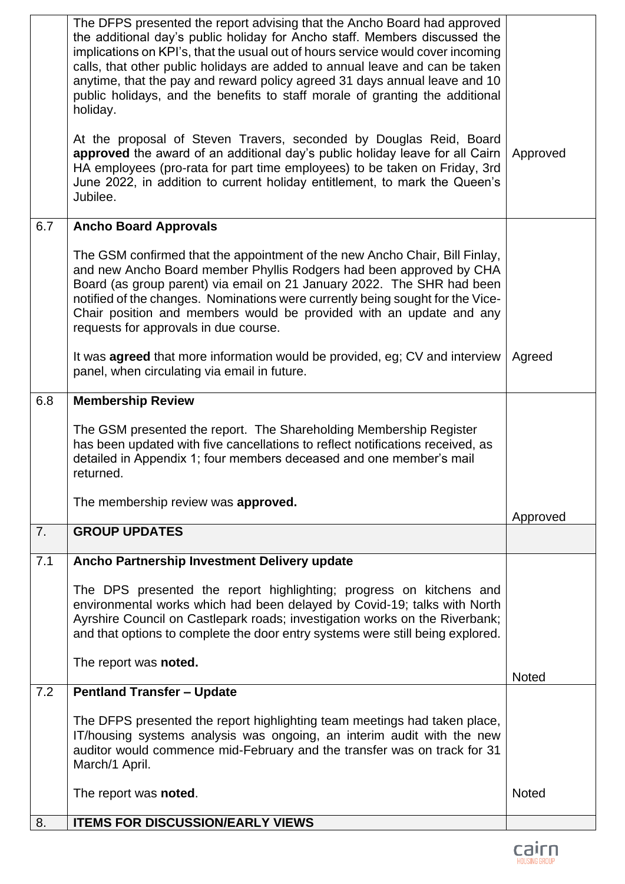| | | |
|---|---|---|
| | The DFPS presented the report advising that the Ancho Board had approved the additional day's public holiday for Ancho staff. Members discussed the implications on KPI's, that the usual out of hours service would cover incoming calls, that other public holidays are added to annual leave and can be taken anytime, that the pay and reward policy agreed 31 days annual leave and 10 public holidays, and the benefits to staff morale of granting the additional holiday.<br><br>At the proposal of Steven Travers, seconded by Douglas Reid, Board **approved** the award of an additional day's public holiday leave for all Cairn HA employees (pro-rata for part time employees) to be taken on Friday, 3rd June 2022, in addition to current holiday entitlement, to mark the Queen's Jubilee. | Approved |
| 6.7 | **Ancho Board Approvals**<br><br>The GSM confirmed that the appointment of the new Ancho Chair, Bill Finlay, and new Ancho Board member Phyllis Rodgers had been approved by CHA Board (as group parent) via email on 21 January 2022. The SHR had been notified of the changes. Nominations were currently being sought for the Vice-Chair position and members would be provided with an update and any requests for approvals in due course.<br><br>It was **agreed** that more information would be provided, eg; CV and interview panel, when circulating via email in future. | Agreed |
| 6.8 | **Membership Review**<br><br>The GSM presented the report. The Shareholding Membership Register has been updated with five cancellations to reflect notifications received, as detailed in Appendix 1; four members deceased and one member's mail returned.<br><br>The membership review was **approved.** | Approved |
| 7. | **GROUP UPDATES** | |
| 7.1 | **Ancho Partnership Investment Delivery update**<br><br>The DPS presented the report highlighting; progress on kitchens and environmental works which had been delayed by Covid-19; talks with North Ayrshire Council on Castlepark roads; investigation works on the Riverbank; and that options to complete the door entry systems were still being explored.<br><br>The report was **noted.** | Noted |
| 7.2 | **Pentland Transfer – Update**<br><br>The DFPS presented the report highlighting team meetings had taken place, IT/housing systems analysis was ongoing, an interim audit with the new auditor would commence mid-February and the transfer was on track for 31 March/1 April.<br><br>The report was **noted**. | Noted |
| 8. | **ITEMS FOR DISCUSSION/EARLY VIEWS** | |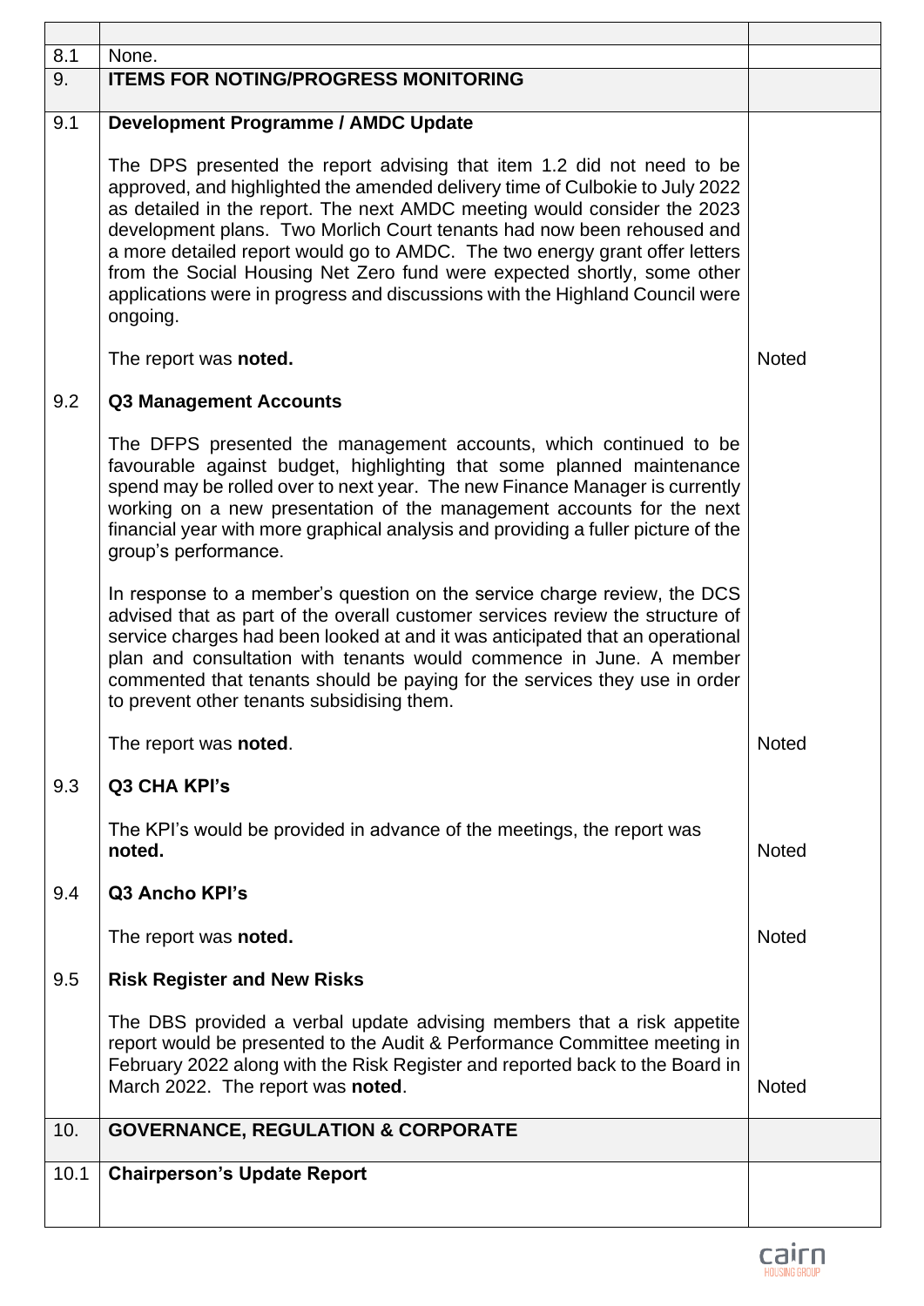| | | |
|---|---|---|
| 8.1 | None. | |
| 9. | **ITEMS FOR NOTING/PROGRESS MONITORING** | |
| 9.1 | **Development Programme / AMDC Update**<br><br>The DPS presented the report advising that item 1.2 did not need to be approved, and highlighted the amended delivery time of Culbokie to July 2022 as detailed in the report. The next AMDC meeting would consider the 2023 development plans. Two Morlich Court tenants had now been rehoused and a more detailed report would go to AMDC. The two energy grant offer letters from the Social Housing Net Zero fund were expected shortly, some other applications were in progress and discussions with the Highland Council were ongoing.<br><br>The report was **noted.** | Noted |
| 9.2 | **Q3 Management Accounts**<br><br>The DFPS presented the management accounts, which continued to be favourable against budget, highlighting that some planned maintenance spend may be rolled over to next year. The new Finance Manager is currently working on a new presentation of the management accounts for the next financial year with more graphical analysis and providing a fuller picture of the group's performance.<br><br>In response to a member's question on the service charge review, the DCS advised that as part of the overall customer services review the structure of service charges had been looked at and it was anticipated that an operational plan and consultation with tenants would commence in June. A member commented that tenants should be paying for the services they use in order to prevent other tenants subsidising them.<br><br>The report was **noted**. | Noted |
| 9.3 | **Q3 CHA KPI's**<br><br>The KPI's would be provided in advance of the meetings, the report was **noted.** | Noted |
| 9.4 | **Q3 Ancho KPI's**<br><br>The report was **noted.** | Noted |
| 9.5 | **Risk Register and New Risks**<br><br>The DBS provided a verbal update advising members that a risk appetite report would be presented to the Audit & Performance Committee meeting in February 2022 along with the Risk Register and reported back to the Board in March 2022. The report was **noted**. | Noted |
| 10. | **GOVERNANCE, REGULATION & CORPORATE** | |
| 10.1 | **Chairperson's Update Report** | |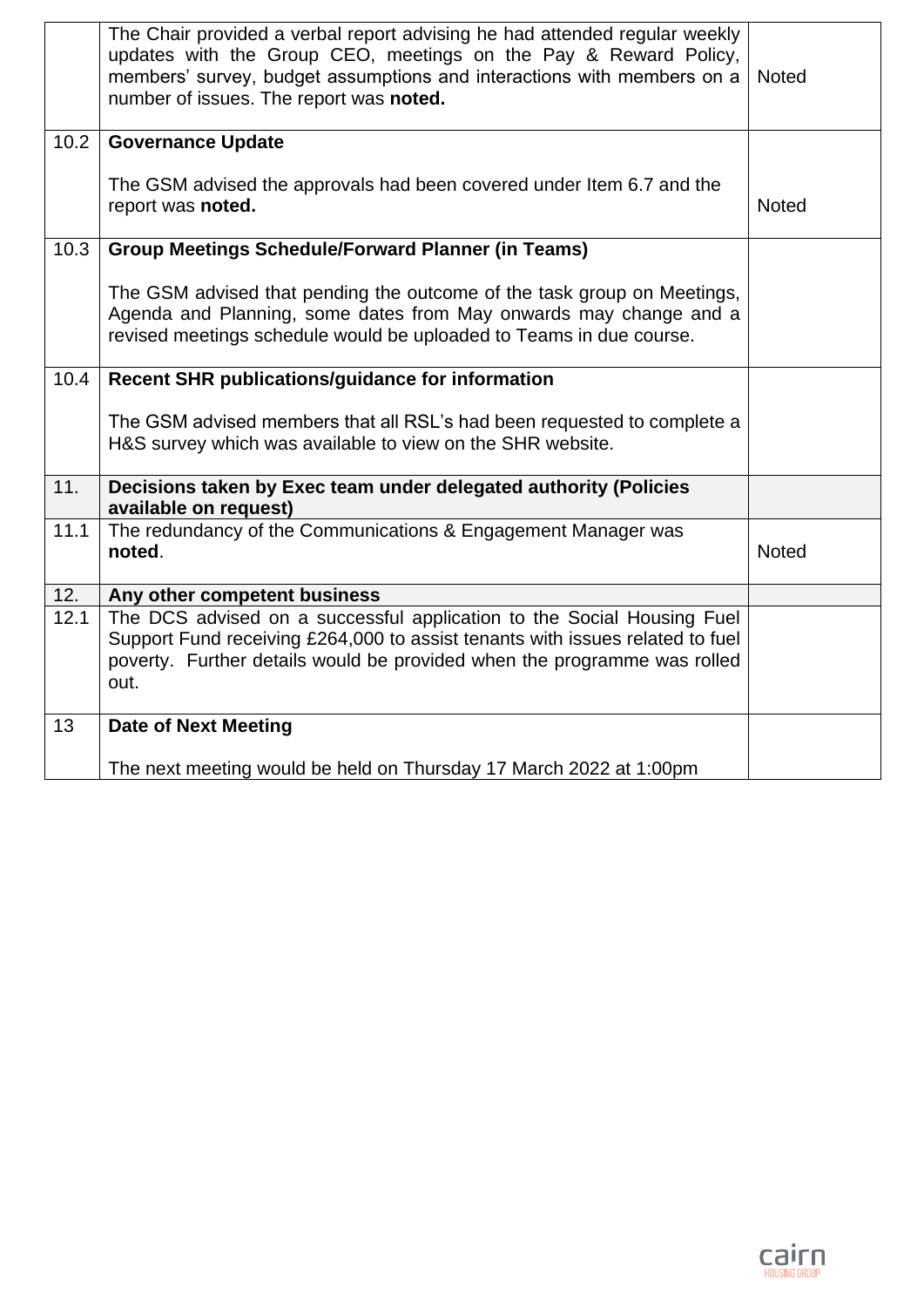| | | |
|---|---|---|
| | The Chair provided a verbal report advising he had attended regular weekly updates with the Group CEO, meetings on the Pay & Reward Policy, members' survey, budget assumptions and interactions with members on a number of issues. The report was **noted.** | Noted |
| 10.2 | **Governance Update**<br><br>The GSM advised the approvals had been covered under Item 6.7 and the report was **noted.** | Noted |
| 10.3 | **Group Meetings Schedule/Forward Planner (in Teams)**<br><br>The GSM advised that pending the outcome of the task group on Meetings, Agenda and Planning, some dates from May onwards may change and a revised meetings schedule would be uploaded to Teams in due course. | |
| 10.4 | **Recent SHR publications/guidance for information**<br><br>The GSM advised members that all RSL's had been requested to complete a H&S survey which was available to view on the SHR website. | |
| 11. | **Decisions taken by Exec team under delegated authority (Policies available on request)** | |
| 11.1 | The redundancy of the Communications & Engagement Manager was **noted**. | Noted |
| 12. | **Any other competent business** | |
| 12.1 | The DCS advised on a successful application to the Social Housing Fuel Support Fund receiving £264,000 to assist tenants with issues related to fuel poverty. Further details would be provided when the programme was rolled out. | |
| 13 | **Date of Next Meeting**<br><br>The next meeting would be held on Thursday 17 March 2022 at 1:00pm | |